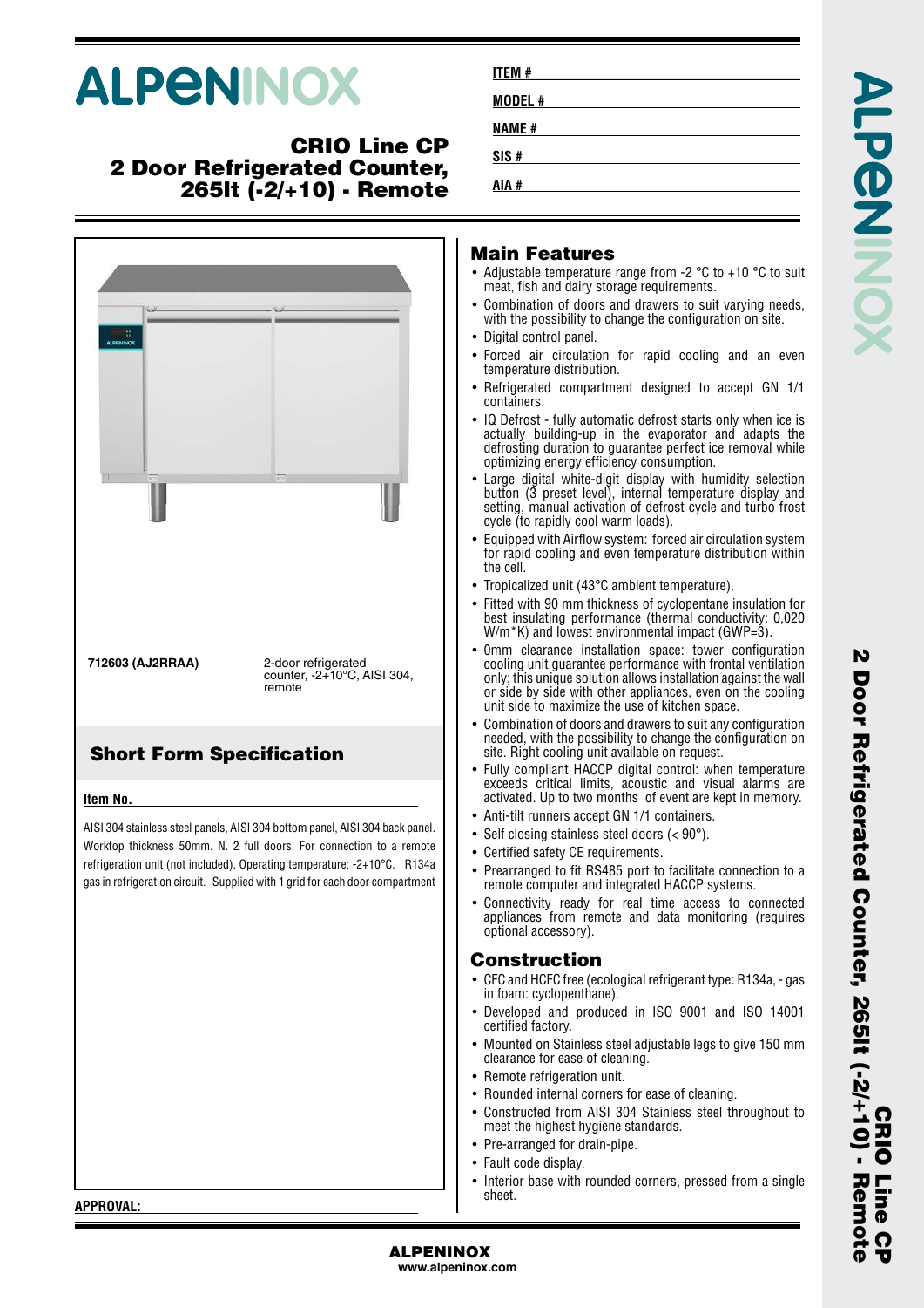# ALPENINOX

## CRIO Line CP 2 Door Refrigerated Counter, 265lt (-2/+10) - Remote

**ITEM #**

**MODEL #**

**NAME #**

**SIS #**

**AIA #**

**712603 (AJ2RRAA)** — 2-door refrigerated counter, -2+10°C, AISI 304, remote

## Short Form Specification

**Item No.**

AISI 304 stainless steel panels, AISI 304 bottom panel, AISI 304 back panel. Worktop thickness 50mm. N. 2 full doors. For connection to a remote refrigeration unit (not included). Operating temperature: -2+10°C. R134a gas in refrigeration circuit. Supplied with 1 grid for each door compartment

## Main Features

- Adjustable temperature range from -2 °C to +10 °C to suit meat, fish and dairy storage requirements.
- Combination of doors and drawers to suit varying needs, with the possibility to change the configuration on site.
- Digital control panel.
- Forced air circulation for rapid cooling and an even temperature distribution.
- Refrigerated compartment designed to accept GN 1/1 containers.
- IQ Defrost - fully automatic defrost starts only when ice is actually building-up in the evaporator and adapts the defrosting duration to guarantee perfect ice removal while optimizing energy efficiency consumption.
- Large digital white-digit display with humidity selection button (3 preset level), internal temperature display and setting, manual activation of defrost cycle and turbo frost cycle (to rapidly cool warm loads).
- Equipped with Airflow system: forced air circulation system for rapid cooling and even temperature distribution within the cell.
- Tropicalized unit (43°C ambient temperature).
- Fitted with 90 mm thickness of cyclopentane insulation for best insulating performance (thermal conductivity: 0,020 W/m*K) and lowest environmental impact (GWP=3).
- 0mm clearance installation space: tower configuration cooling unit guarantee performance with frontal ventilation only; this unique solution allows installation against the wall or side by side with other appliances, even on the cooling unit side to maximize the use of kitchen space.
- Combination of doors and drawers to suit any configuration needed, with the possibility to change the configuration on site. Right cooling unit available on request.
- Fully compliant HACCP digital control: when temperature exceeds critical limits, acoustic and visual alarms are activated. Up to two months of event are kept in memory.
- Anti-tilt runners accept GN 1/1 containers.
- Self closing stainless steel doors (< 90°).
- Certified safety CE requirements.
- Prearranged to fit RS485 port to facilitate connection to a remote computer and integrated HACCP systems.
- Connectivity ready for real time access to connected appliances from remote and data monitoring (requires optional accessory).

## Construction

- CFC and HCFC free (ecological refrigerant type: R134a, - gas in foam: cyclopenthane).
- Developed and produced in ISO 9001 and ISO 14001 certified factory.
- Mounted on Stainless steel adjustable legs to give 150 mm clearance for ease of cleaning.
- Remote refrigeration unit.
- Rounded internal corners for ease of cleaning.
- Constructed from AISI 304 Stainless steel throughout to meet the highest hygiene standards.
- Pre-arranged for drain-pipe.
- Fault code display.
- Interior base with rounded corners, pressed from a single sheet.

**APPROVAL:**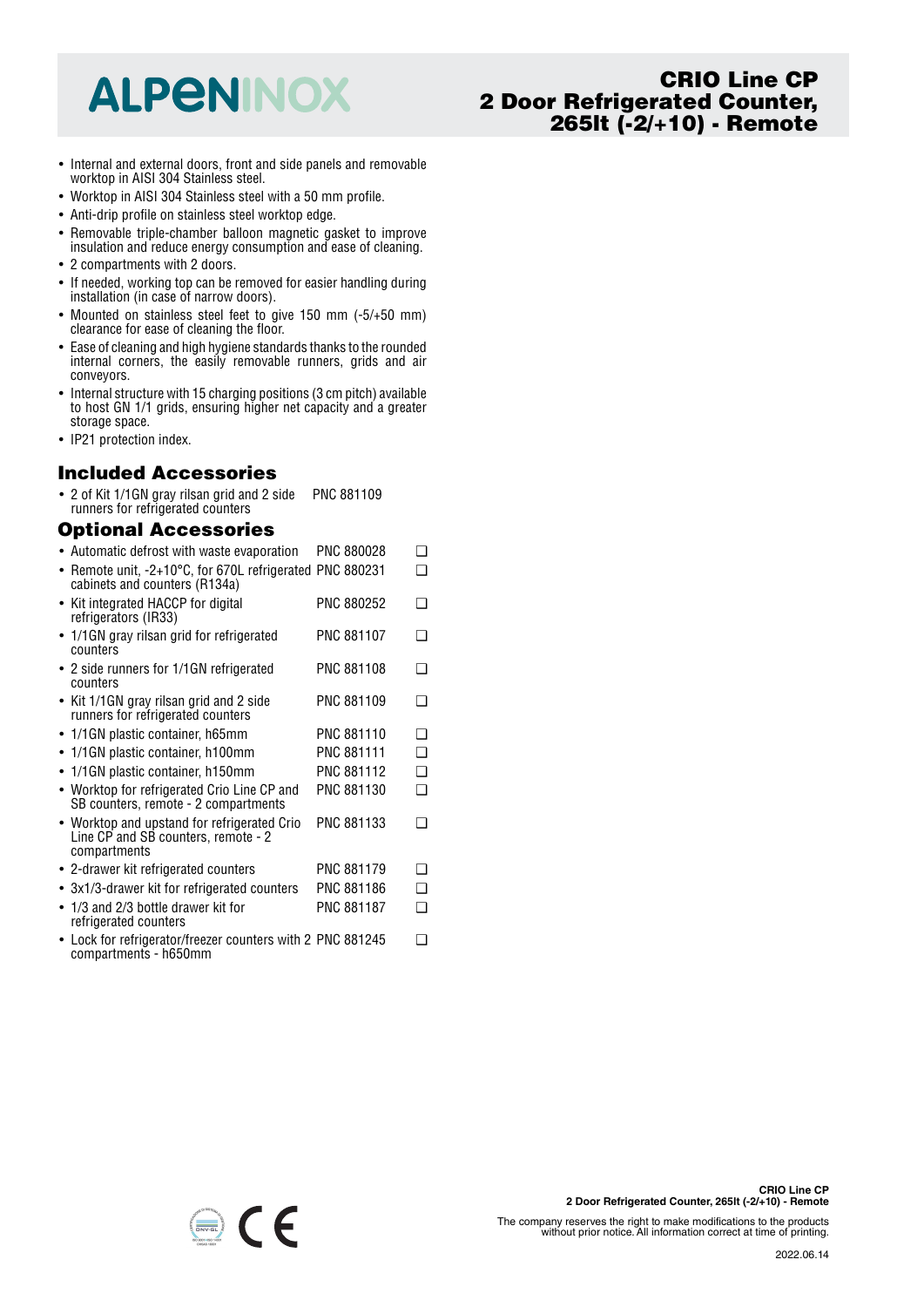# CRIO Line CP 2 Door Refrigerated Counter, 265lt (-2/+10) - Remote

- Internal and external doors, front and side panels and removable worktop in AISI 304 Stainless steel.
- Worktop in AISI 304 Stainless steel with a 50 mm profile.
- Anti-drip profile on stainless steel worktop edge.
- Removable triple-chamber balloon magnetic gasket to improve insulation and reduce energy consumption and ease of cleaning.
- 2 compartments with 2 doors.
- If needed, working top can be removed for easier handling during installation (in case of narrow doors).
- Mounted on stainless steel feet to give 150 mm (-5/+50 mm) clearance for ease of cleaning the floor.
- Ease of cleaning and high hygiene standards thanks to the rounded internal corners, the easily removable runners, grids and air conveyors.
- Internal structure with 15 charging positions (3 cm pitch) available to host GN 1/1 grids, ensuring higher net capacity and a greater storage space.
- IP21 protection index.

## Included Accessories

- 2 of Kit 1/1GN gray rilsan grid and 2 side runners for refrigerated counters — PNC 881109

## Optional Accessories

- Automatic defrost with waste evaporation — PNC 880028 ❑
- Remote unit, -2+10°C, for 670L refrigerated cabinets and counters (R134a) — PNC 880231 ❑
- Kit integrated HACCP for digital refrigerators (IR33) — PNC 880252 ❑
- 1/1GN gray rilsan grid for refrigerated counters — PNC 881107 ❑
- 2 side runners for 1/1GN refrigerated counters — PNC 881108 ❑
- Kit 1/1GN gray rilsan grid and 2 side runners for refrigerated counters — PNC 881109 ❑
- 1/1GN plastic container, h65mm — PNC 881110 ❑
- 1/1GN plastic container, h100mm — PNC 881111 ❑
- 1/1GN plastic container, h150mm — PNC 881112 ❑
- Worktop for refrigerated Crio Line CP and SB counters, remote - 2 compartments — PNC 881130 ❑
- Worktop and upstand for refrigerated Crio Line CP and SB counters, remote - 2 compartments — PNC 881133 ❑
- 2-drawer kit refrigerated counters — PNC 881179 ❑
- 3x1/3-drawer kit for refrigerated counters — PNC 881186 ❑
- 1/3 and 2/3 bottle drawer kit for refrigerated counters — PNC 881187 ❑
- Lock for refrigerator/freezer counters with 2 compartments - h650mm — PNC 881245 ❑

The company reserves the right to make modifications to the products without prior notice. All information correct at time of printing.

2022.06.14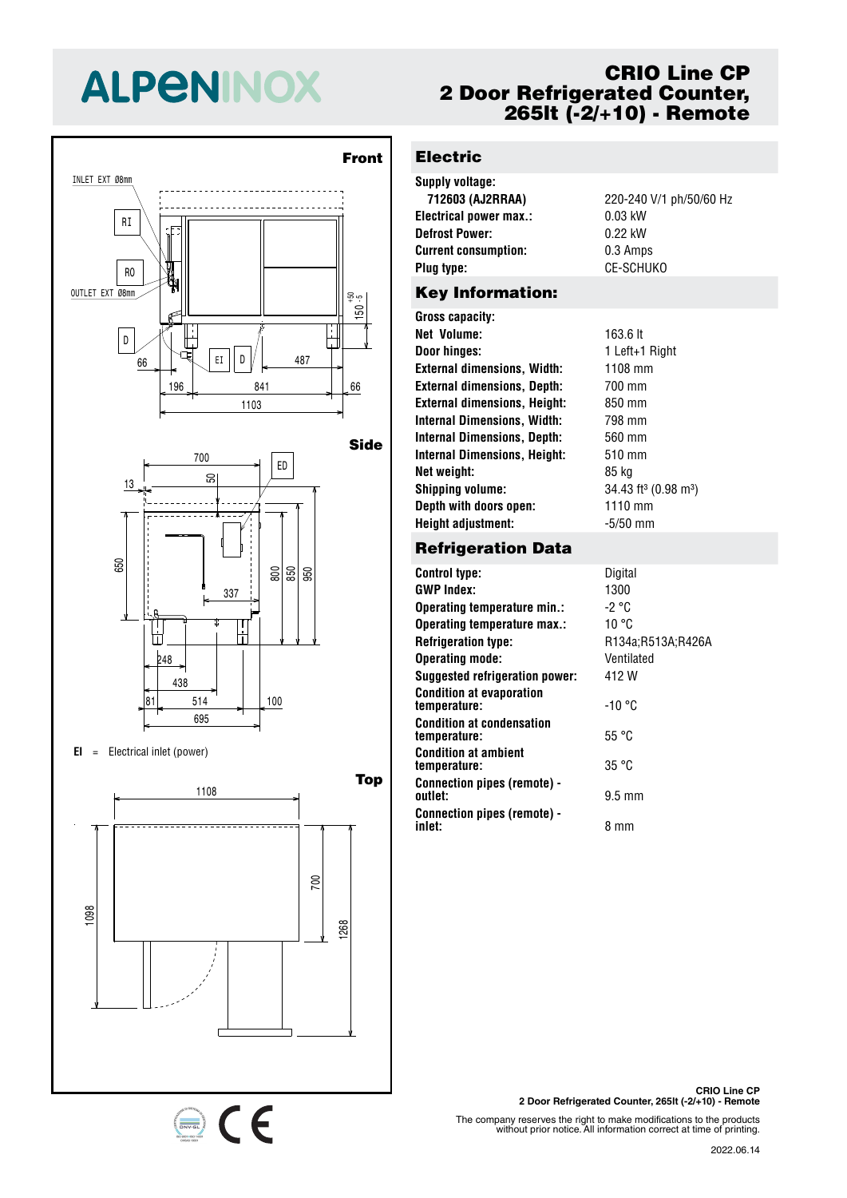# ALPENINOX

## CRIO Line CP 2 Door Refrigerated Counter, 265lt (-2/+10) - Remote

Front

INLET EXT Ø8mm
RI
RO
OUTLET EXT Ø8mm
D
EI
D
66
196
841
487
66
1103
150 +50 -5

Side

700
ED
13
50
650
800
850
950
337
248
438
81
514
100
695

EI = Electrical inlet (power)

Top

1108
1098
700
1268

## Electric

| | |
|---|---|
| **Supply voltage:** | |
| **712603 (AJ2RRAA)** | 220-240 V/1 ph/50/60 Hz |
| **Electrical power max.:** | 0.03 kW |
| **Defrost Power:** | 0.22 kW |
| **Current consumption:** | 0.3 Amps |
| **Plug type:** | CE-SCHUKO |

## Key Information:

| | |
|---|---|
| **Gross capacity:** | |
| **Net Volume:** | 163.6 lt |
| **Door hinges:** | 1 Left+1 Right |
| **External dimensions, Width:** | 1108 mm |
| **External dimensions, Depth:** | 700 mm |
| **External dimensions, Height:** | 850 mm |
| **Internal Dimensions, Width:** | 798 mm |
| **Internal Dimensions, Depth:** | 560 mm |
| **Internal Dimensions, Height:** | 510 mm |
| **Net weight:** | 85 kg |
| **Shipping volume:** | 34.43 $ft^3$ (0.98 $m^3$) |
| **Depth with doors open:** | 1110 mm |
| **Height adjustment:** | -5/50 mm |

## Refrigeration Data

| | |
|---|---|
| **Control type:** | Digital |
| **GWP Index:** | 1300 |
| **Operating temperature min.:** | -2 °C |
| **Operating temperature max.:** | 10 °C |
| **Refrigeration type:** | R134a;R513A;R426A |
| **Operating mode:** | Ventilated |
| **Suggested refrigeration power:** | 412 W |
| **Condition at evaporation temperature:** | -10 °C |
| **Condition at condensation temperature:** | 55 °C |
| **Condition at ambient temperature:** | 35 °C |
| **Connection pipes (remote) - outlet:** | 9.5 mm |
| **Connection pipes (remote) - inlet:** | 8 mm |

**CRIO Line CP**
**2 Door Refrigerated Counter, 265lt (-2/+10) - Remote**

The company reserves the right to make modifications to the products without prior notice. All information correct at time of printing.

2022.06.14